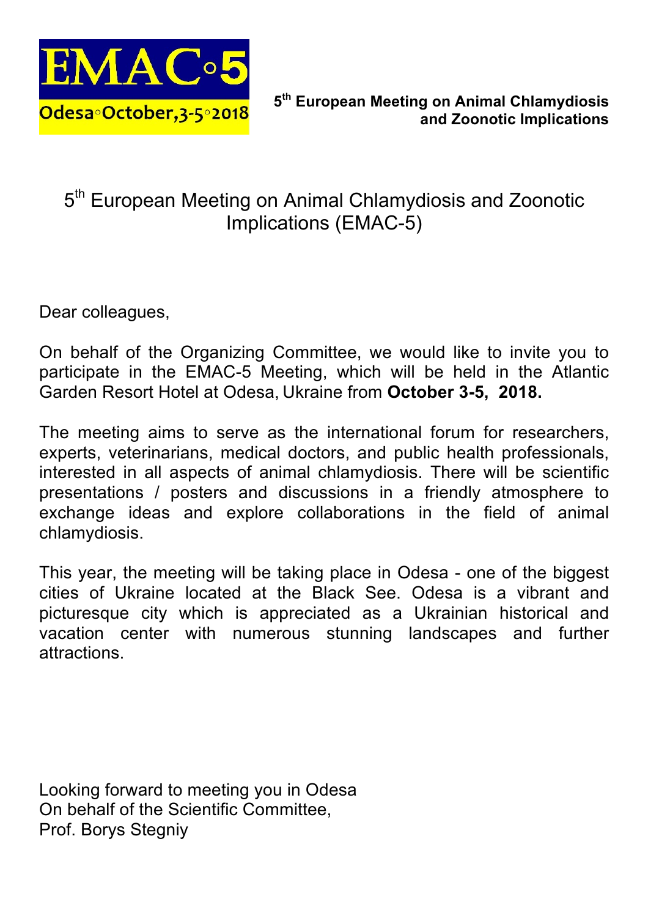EMAC◦5

Odesa◦October,3-5◦2018

**5th European Meeting on Animal Chlamydiosis and Zoonotic Implications**

# 5th European Meeting on Animal Chlamydiosis and Zoonotic Implications (EMAC-5)

Dear colleagues,

On behalf of the Organizing Committee, we would like to invite you to participate in the EMAC-5 Meeting, which will be held in the Atlantic Garden Resort Hotel at Odesa, Ukraine from **October 3-5, 2018.**

The meeting aims to serve as the international forum for researchers, experts, veterinarians, medical doctors, and public health professionals, interested in all aspects of animal chlamydiosis. There will be scientific presentations / posters and discussions in a friendly atmosphere to exchange ideas and explore collaborations in the field of animal chlamydiosis.

This year, the meeting will be taking place in Odesa - one of the biggest cities of Ukraine located at the Black See. Odesa is a vibrant and picturesque city which is appreciated as a Ukrainian historical and vacation center with numerous stunning landscapes and further attractions.

Looking forward to meeting you in Odesa
On behalf of the Scientific Committee,
Prof. Borys Stegniy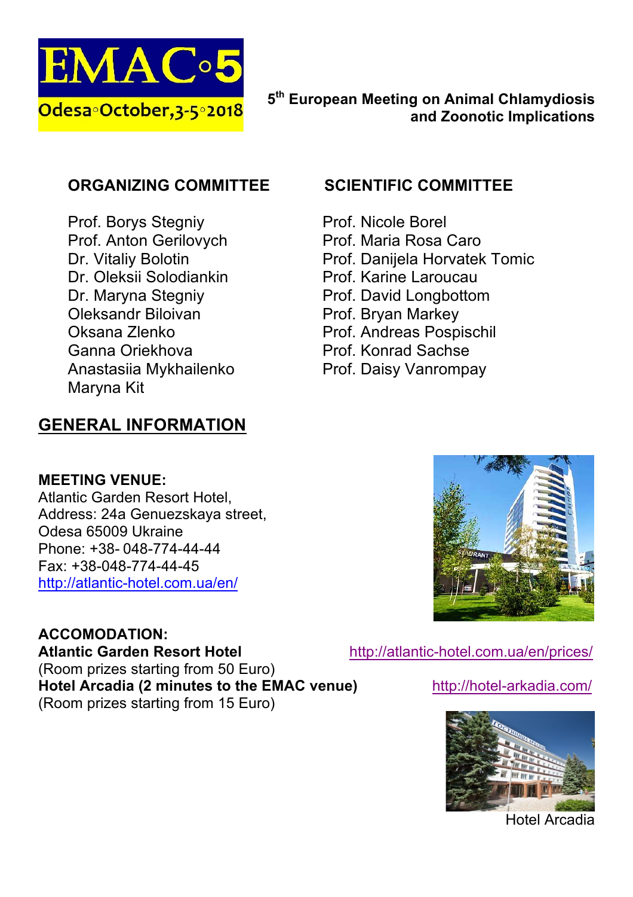**EMAC◦5**
**Odesa◦October,3-5◦2018**

**5th European Meeting on Animal Chlamydiosis and Zoonotic Implications**

### ORGANIZING COMMITTEE

Prof. Borys Stegniy
Prof. Anton Gerilovych
Dr. Vitaliy Bolotin
Dr. Oleksii Solodiankin
Dr. Maryna Stegniy
Oleksandr Biloivan
Oksana Zlenko
Ganna Oriekhova
Anastasiia Mykhailenko
Maryna Kit

### SCIENTIFIC COMMITTEE

Prof. Nicole Borel
Prof. Maria Rosa Caro
Prof. Danijela Horvatek Tomic
Prof. Karine Laroucau
Prof. David Longbottom
Prof. Bryan Markey
Prof. Andreas Pospischil
Prof. Konrad Sachse
Prof. Daisy Vanrompay

## GENERAL INFORMATION

**MEETING VENUE:**
Atlantic Garden Resort Hotel,
Address: 24a Genuezskaya street,
Odesa 65009 Ukraine
Phone: +38- 048-774-44-44
Fax: +38-048-774-44-45
http://atlantic-hotel.com.ua/en/

**ACCOMODATION:**
**Atlantic Garden Resort Hotel** http://atlantic-hotel.com.ua/en/prices/
(Room prizes starting from 50 Euro)
**Hotel Arcadia (2 minutes to the EMAC venue)** http://hotel-arkadia.com/
(Room prizes starting from 15 Euro)

Hotel Arcadia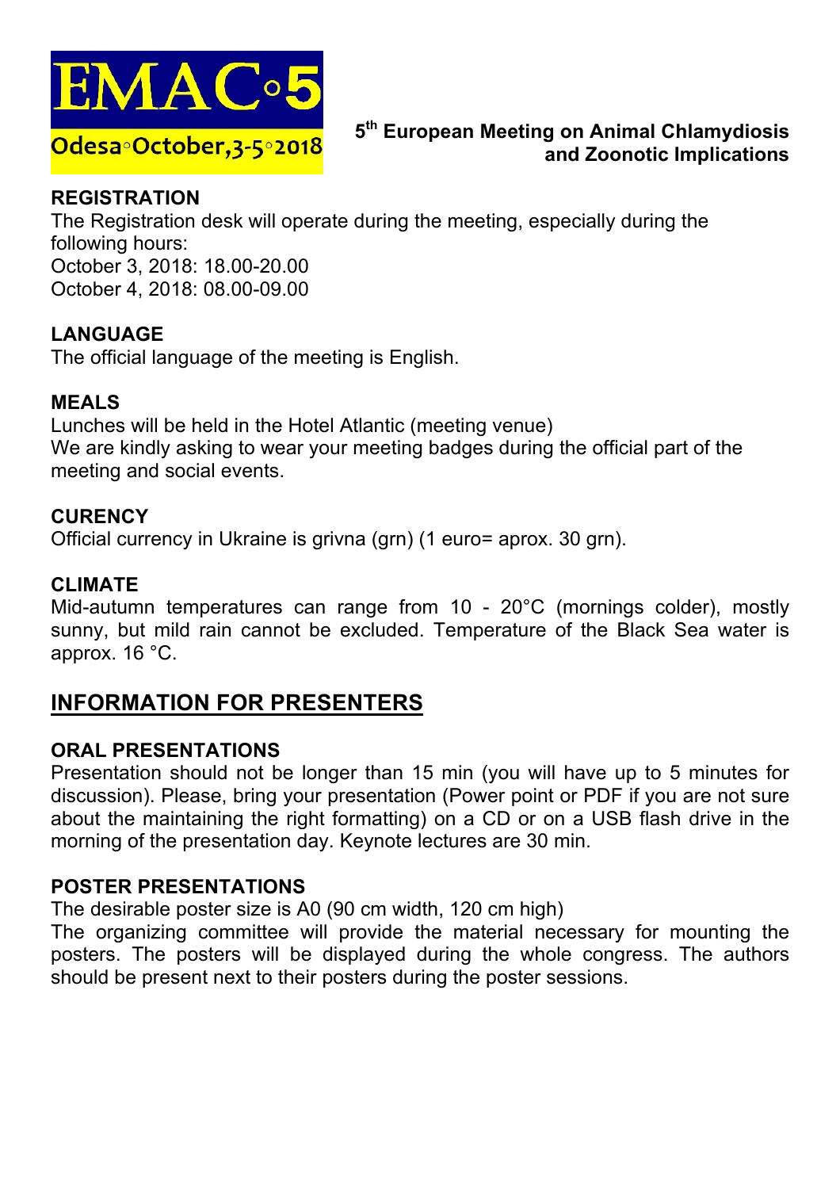**EMAC◦5**

**Odesa◦October,3-5◦2018**

**5th European Meeting on Animal Chlamydiosis and Zoonotic Implications**

### REGISTRATION

The Registration desk will operate during the meeting, especially during the following hours:
October 3, 2018: 18.00-20.00
October 4, 2018: 08.00-09.00

### LANGUAGE

The official language of the meeting is English.

### MEALS

Lunches will be held in the Hotel Atlantic (meeting venue)
We are kindly asking to wear your meeting badges during the official part of the meeting and social events.

### CURENCY

Official currency in Ukraine is grivna (grn) (1 euro= aprox. 30 grn).

### CLIMATE

Mid-autumn temperatures can range from 10 - 20°C (mornings colder), mostly sunny, but mild rain cannot be excluded. Temperature of the Black Sea water is approx. 16 °C.

## INFORMATION FOR PRESENTERS

### ORAL PRESENTATIONS

Presentation should not be longer than 15 min (you will have up to 5 minutes for discussion). Please, bring your presentation (Power point or PDF if you are not sure about the maintaining the right formatting) on a CD or on a USB flash drive in the morning of the presentation day. Keynote lectures are 30 min.

### POSTER PRESENTATIONS

The desirable poster size is A0 (90 cm width, 120 cm high)
The organizing committee will provide the material necessary for mounting the posters. The posters will be displayed during the whole congress. The authors should be present next to their posters during the poster sessions.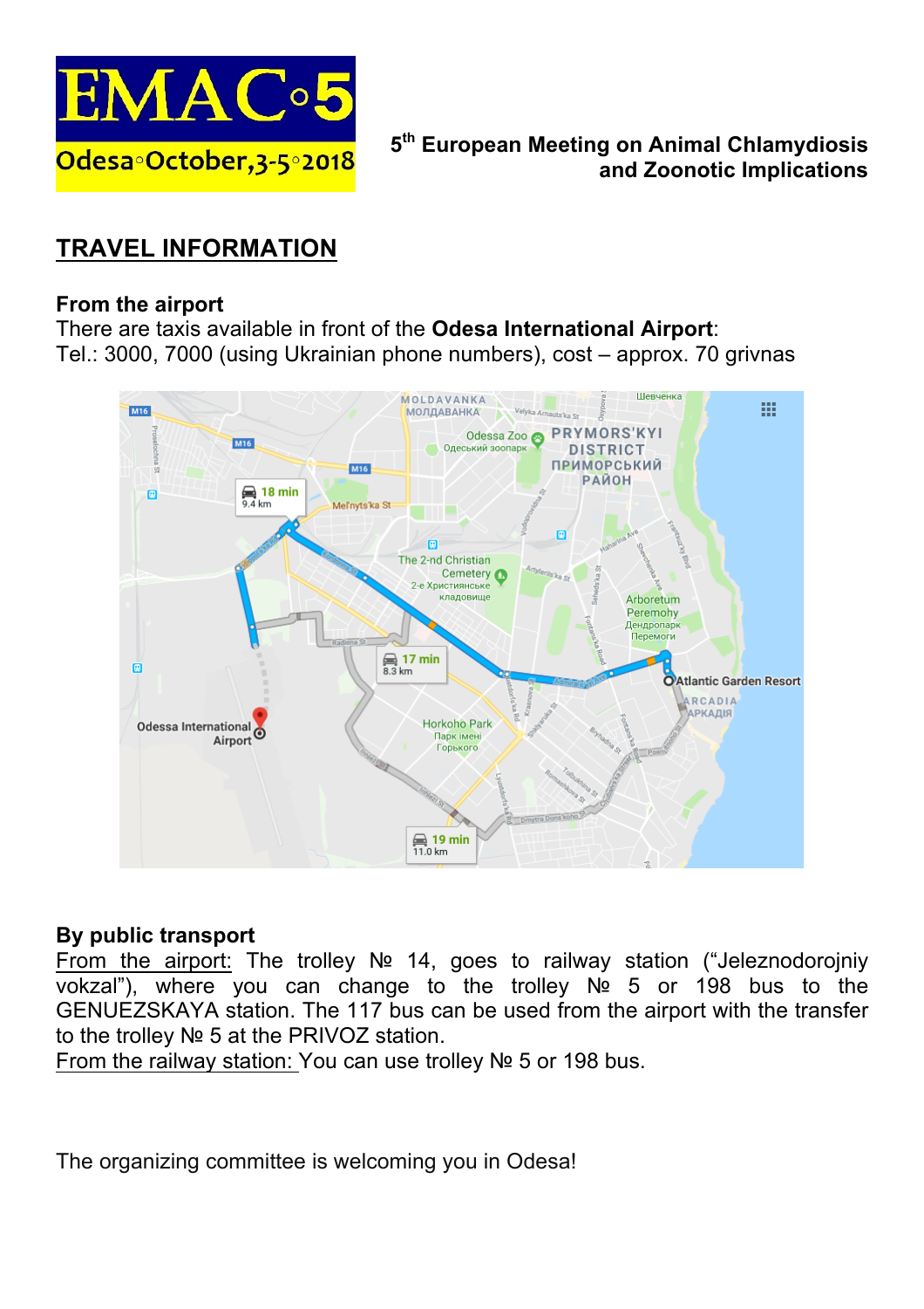EMAC◦5

Odesa◦October,3-5◦2018

5th European Meeting on Animal Chlamydiosis and Zoonotic Implications

# TRAVEL INFORMATION

**From the airport**

There are taxis available in front of the **Odesa International Airport**:
Tel.: 3000, 7000 (using Ukrainian phone numbers), cost – approx. 70 grivnas

**By public transport**

From the airport: The trolley № 14, goes to railway station ("Jeleznodorojniy vokzal"), where you can change to the trolley № 5 or 198 bus to the GENUEZSKAYA station. The 117 bus can be used from the airport with the transfer to the trolley № 5 at the PRIVOZ station.

From the railway station: You can use trolley № 5 or 198 bus.

The organizing committee is welcoming you in Odesa!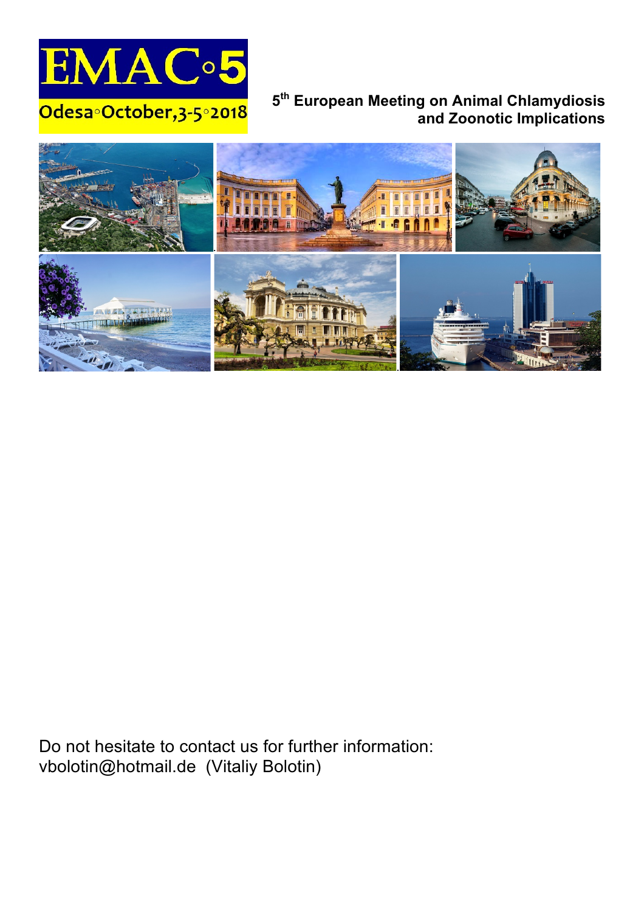EMAC◦5

Odesa◦October,3-5◦2018

**5th European Meeting on Animal Chlamydiosis and Zoonotic Implications**

Do not hesitate to contact us for further information:
vbolotin@hotmail.de (Vitaliy Bolotin)